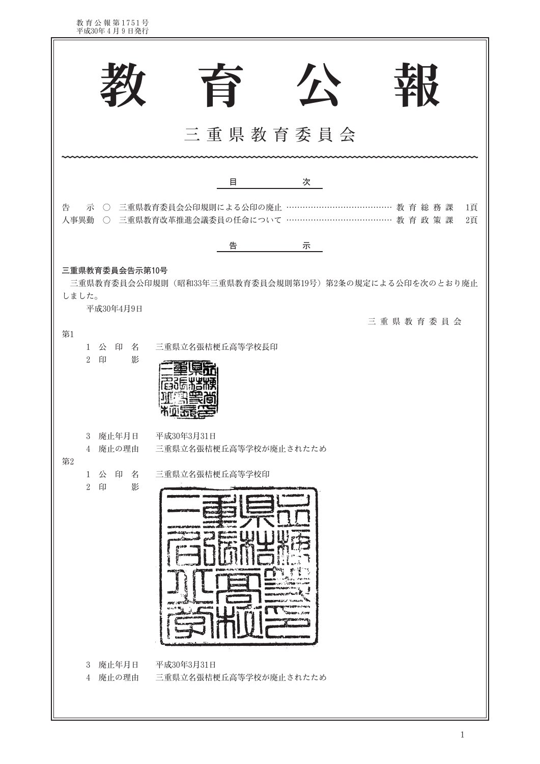教育公報第1751号
平成30年4月9日発行

# 教育公報

三重県教育委員会

## 目次

| | | | | |
|---|---|---|---|---|
| 告示 | ○ | 三重県教育委員会公印規則による公印の廃止 | 教育総務課 | 1頁 |
| 人事異動 | ○ | 三重県教育改革推進会議委員の任命について | 教育政策課 | 2頁 |

## 告示

**三重県教育委員会告示第10号**

三重県教育委員会公印規則（昭和33年三重県教育委員会規則第19号）第2条の規定による公印を次のとおり廃止しました。

平成30年4月9日

三重県教育委員会

第1

1 公印名　三重県立名張桔梗丘高等学校長印

2 印影

3 廃止年月日　平成30年3月31日

4 廃止の理由　三重県立名張桔梗丘高等学校が廃止されたため

第2

1 公印名　三重県立名張桔梗丘高等学校印

2 印影

3 廃止年月日　平成30年3月31日

4 廃止の理由　三重県立名張桔梗丘高等学校が廃止されたため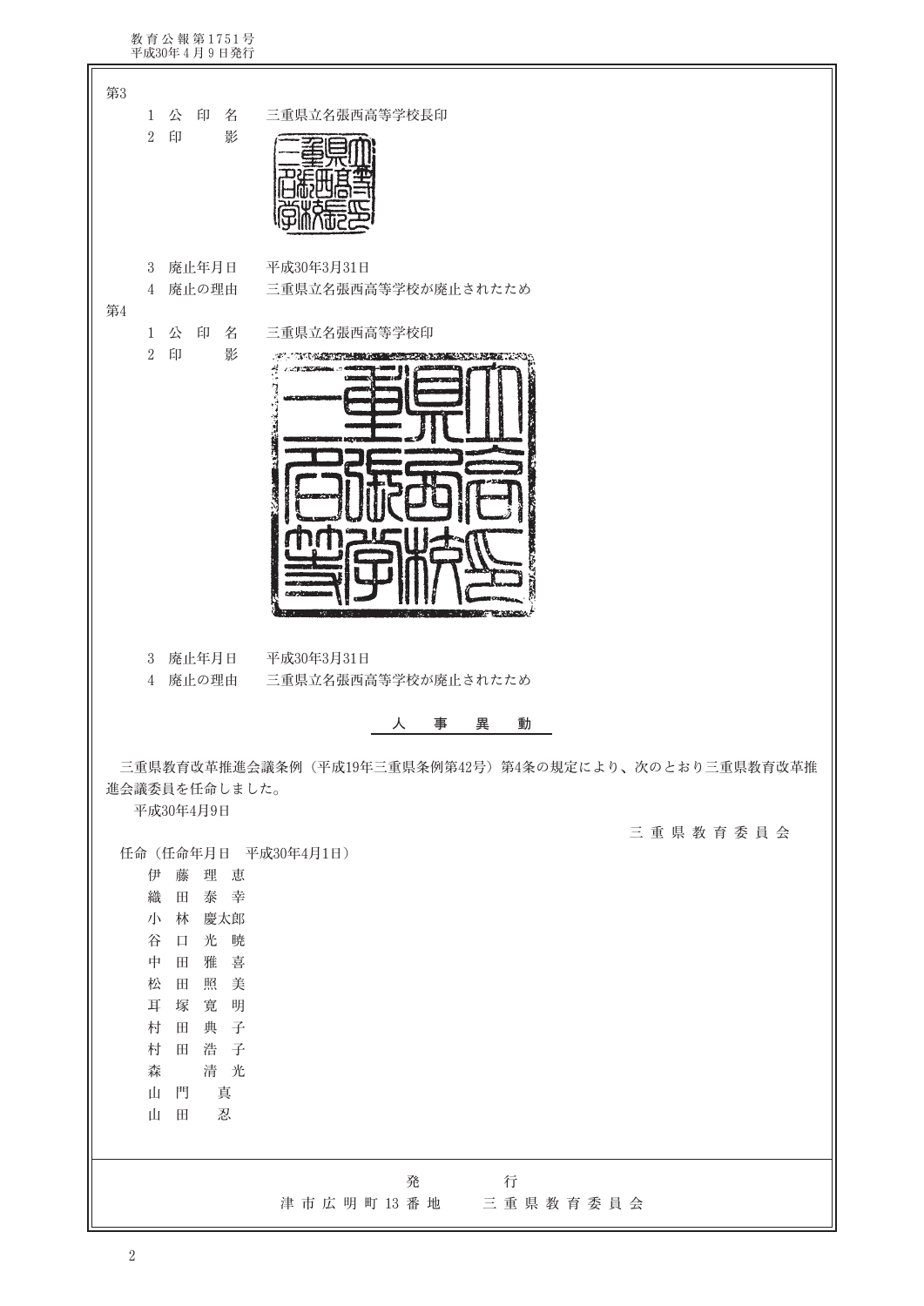第3

1 公印名　三重県立名張西高等学校長印

2 印　　影

3 廃止年月日　平成30年3月31日

4 廃止の理由　三重県立名張西高等学校が廃止されたため

第4

1 公印名　三重県立名張西高等学校印

2 印　　影

3 廃止年月日　平成30年3月31日

4 廃止の理由　三重県立名張西高等学校が廃止されたため

## 人事異動

三重県教育改革推進会議条例（平成19年三重県条例第42号）第4条の規定により、次のとおり三重県教育改革推進会議委員を任命しました。

平成30年4月9日

三重県教育委員会

任命（任命年月日　平成30年4月1日）

伊藤理恵
織田泰幸
小林慶太郎
谷口光暁
中田雅喜
松田照美
耳塚寛明
村田典子
村田浩子
森　清光
山門　真
山田　忍

発行

津市広明町13番地　三重県教育委員会